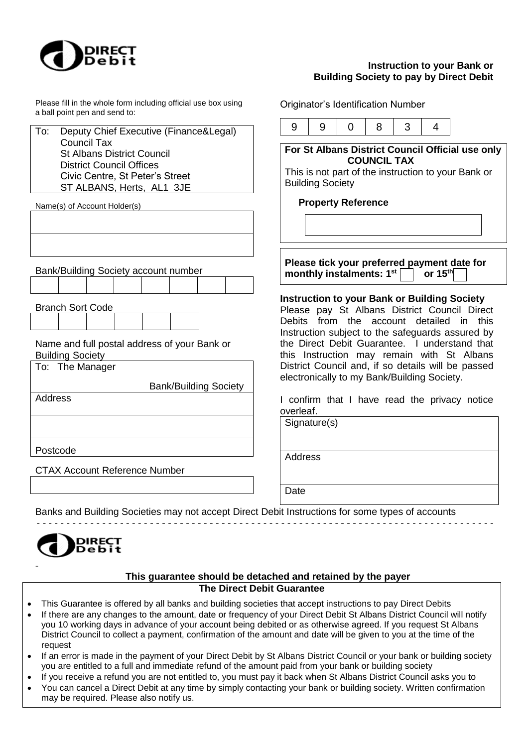DIRECT Debit

**Instruction to your Bank or Building Society to pay by Direct Debit**

Please fill in the whole form including official use box using a ball point pen and send to:

To: Deputy Chief Executive (Finance&Legal)
Council Tax
St Albans District Council
District Council Offices
Civic Centre, St Peter's Street
ST ALBANS, Herts, AL1 3JE

Name(s) of Account Holder(s)

| |
|---|
| |
| |

Bank/Building Society account number

| | | | | | | | |
|---|---|---|---|---|---|---|---|
| | | | | | | | |

Branch Sort Code

| | | | | | |
|---|---|---|---|---|---|
| | | | | | |

Name and full postal address of your Bank or Building Society

To: The Manager

Bank/Building Society

Address

Postcode

CTAX Account Reference Number

Originator's Identification Number

| 9 | 9 | 0 | 8 | 3 | 4 |
|---|---|---|---|---|---|

**For St Albans District Council Official use only**
**COUNCIL TAX**
This is not part of the instruction to your Bank or Building Society

**Property Reference**

**Please tick your preferred payment date for monthly instalments: 1st ☐ or 15th ☐**

**Instruction to your Bank or Building Society**
Please pay St Albans District Council Direct Debits from the account detailed in this Instruction subject to the safeguards assured by the Direct Debit Guarantee. I understand that this Instruction may remain with St Albans District Council and, if so details will be passed electronically to my Bank/Building Society.

I confirm that I have read the privacy notice overleaf.

Signature(s)

Address

Date

Banks and Building Societies may not accept Direct Debit Instructions for some types of accounts

- - - - - - - - - - - - - - - - - - - - - - - - - - - - - - - - - - - - - - - - - - - - - - - - - - - - - - - - - - -

DIRECT Debit

-

**This guarantee should be detached and retained by the payer**

**The Direct Debit Guarantee**

- This Guarantee is offered by all banks and building societies that accept instructions to pay Direct Debits
- If there are any changes to the amount, date or frequency of your Direct Debit St Albans District Council will notify you 10 working days in advance of your account being debited or as otherwise agreed. If you request St Albans District Council to collect a payment, confirmation of the amount and date will be given to you at the time of the request
- If an error is made in the payment of your Direct Debit by St Albans District Council or your bank or building society you are entitled to a full and immediate refund of the amount paid from your bank or building society
- If you receive a refund you are not entitled to, you must pay it back when St Albans District Council asks you to
- You can cancel a Direct Debit at any time by simply contacting your bank or building society. Written confirmation may be required. Please also notify us.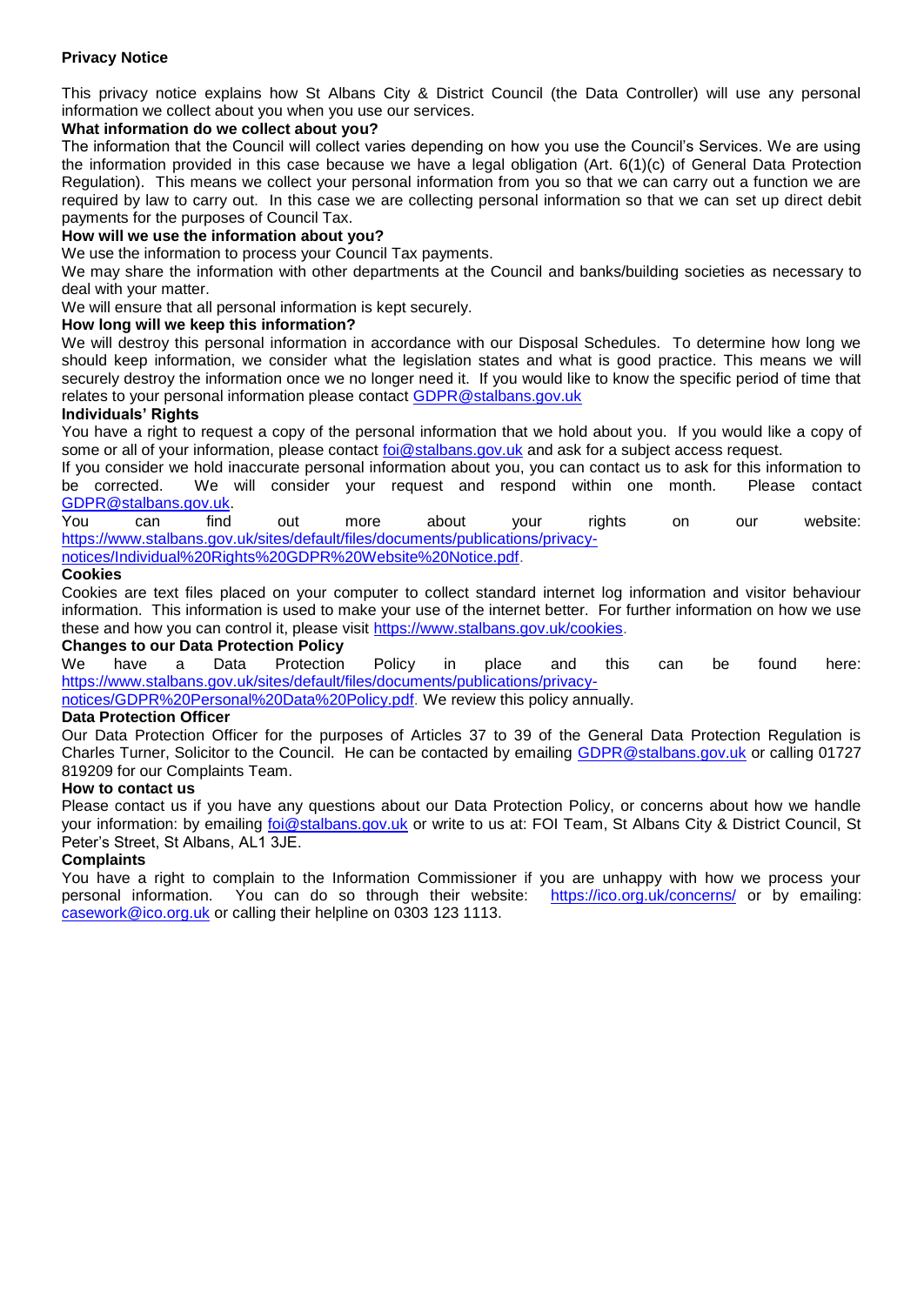**Privacy Notice**

This privacy notice explains how St Albans City & District Council (the Data Controller) will use any personal information we collect about you when you use our services.

**What information do we collect about you?**

The information that the Council will collect varies depending on how you use the Council's Services. We are using the information provided in this case because we have a legal obligation (Art. 6(1)(c) of General Data Protection Regulation). This means we collect your personal information from you so that we can carry out a function we are required by law to carry out. In this case we are collecting personal information so that we can set up direct debit payments for the purposes of Council Tax.

**How will we use the information about you?**

We use the information to process your Council Tax payments.

We may share the information with other departments at the Council and banks/building societies as necessary to deal with your matter.

We will ensure that all personal information is kept securely.

**How long will we keep this information?**

We will destroy this personal information in accordance with our Disposal Schedules. To determine how long we should keep information, we consider what the legislation states and what is good practice. This means we will securely destroy the information once we no longer need it. If you would like to know the specific period of time that relates to your personal information please contact GDPR@stalbans.gov.uk

**Individuals' Rights**

You have a right to request a copy of the personal information that we hold about you. If you would like a copy of some or all of your information, please contact foi@stalbans.gov.uk and ask for a subject access request.

If you consider we hold inaccurate personal information about you, you can contact us to ask for this information to be corrected. We will consider your request and respond within one month. Please contact GDPR@stalbans.gov.uk.

You can find out more about your rights on our website: https://www.stalbans.gov.uk/sites/default/files/documents/publications/privacy-notices/Individual%20Rights%20GDPR%20Website%20Notice.pdf.

**Cookies**

Cookies are text files placed on your computer to collect standard internet log information and visitor behaviour information. This information is used to make your use of the internet better. For further information on how we use these and how you can control it, please visit https://www.stalbans.gov.uk/cookies.

**Changes to our Data Protection Policy**

We have a Data Protection Policy in place and this can be found here: https://www.stalbans.gov.uk/sites/default/files/documents/publications/privacy-notices/GDPR%20Personal%20Data%20Policy.pdf. We review this policy annually.

**Data Protection Officer**

Our Data Protection Officer for the purposes of Articles 37 to 39 of the General Data Protection Regulation is Charles Turner, Solicitor to the Council. He can be contacted by emailing GDPR@stalbans.gov.uk or calling 01727 819209 for our Complaints Team.

**How to contact us**

Please contact us if you have any questions about our Data Protection Policy, or concerns about how we handle your information: by emailing foi@stalbans.gov.uk or write to us at: FOI Team, St Albans City & District Council, St Peter's Street, St Albans, AL1 3JE.

**Complaints**

You have a right to complain to the Information Commissioner if you are unhappy with how we process your personal information. You can do so through their website: https://ico.org.uk/concerns/ or by emailing: casework@ico.org.uk or calling their helpline on 0303 123 1113.